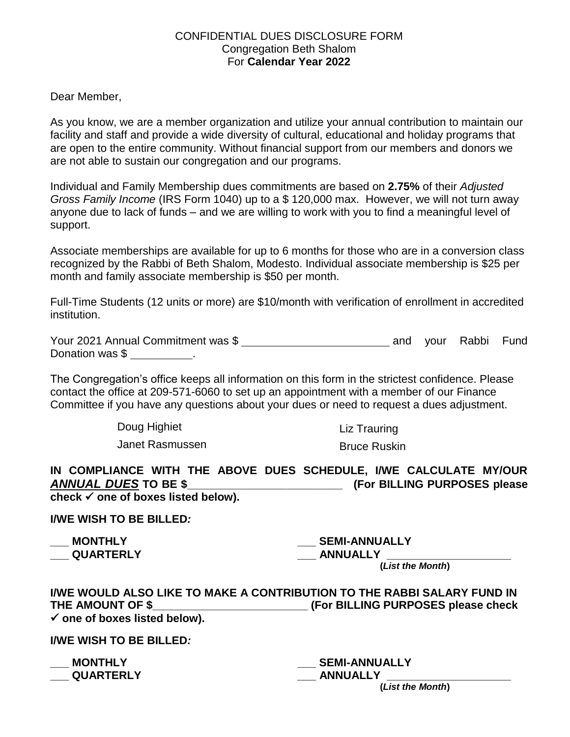CONFIDENTIAL DUES DISCLOSURE FORM
Congregation Beth Shalom
For **Calendar Year 2022**

Dear Member,

As you know, we are a member organization and utilize your annual contribution to maintain our facility and staff and provide a wide diversity of cultural, educational and holiday programs that are open to the entire community. Without financial support from our members and donors we are not able to sustain our congregation and our programs.

Individual and Family Membership dues commitments are based on **2.75%** of their *Adjusted Gross Family Income* (IRS Form 1040) up to a $ 120,000 max. However, we will not turn away anyone due to lack of funds – and we are willing to work with you to find a meaningful level of support.

Associate memberships are available for up to 6 months for those who are in a conversion class recognized by the Rabbi of Beth Shalom, Modesto. Individual associate membership is $25 per month and family associate membership is $50 per month.

Full-Time Students (12 units or more) are $10/month with verification of enrollment in accredited institution.

Your 2021 Annual Commitment was $ ________________________ and your Rabbi Fund Donation was $ __________.

The Congregation's office keeps all information on this form in the strictest confidence. Please contact the office at 209-571-6060 to set up an appointment with a member of our Finance Committee if you have any questions about your dues or need to request a dues adjustment.

Doug Highiet
Janet Rasmussen
Liz Trauring
Bruce Ruskin

**IN COMPLIANCE WITH THE ABOVE DUES SCHEDULE, I/WE CALCULATE MY/OUR *ANNUAL DUES* TO BE $_________________________ (For BILLING PURPOSES please check ✓ one of boxes listed below).**

**I/WE WISH TO BE BILLED*:***

**___ MONTHLY**
**___ QUARTERLY**
**___ SEMI-ANNUALLY**
**___ ANNUALLY ____________________**
**(*List the Month*)**

**I/WE WOULD ALSO LIKE TO MAKE A CONTRIBUTION TO THE RABBI SALARY FUND IN THE AMOUNT OF $_________________________ (For BILLING PURPOSES please check ✓ one of boxes listed below).**

**I/WE WISH TO BE BILLED*:***

**___ MONTHLY**
**___ QUARTERLY**
**___ SEMI-ANNUALLY**
**___ ANNUALLY ____________________**
**(*List the Month*)**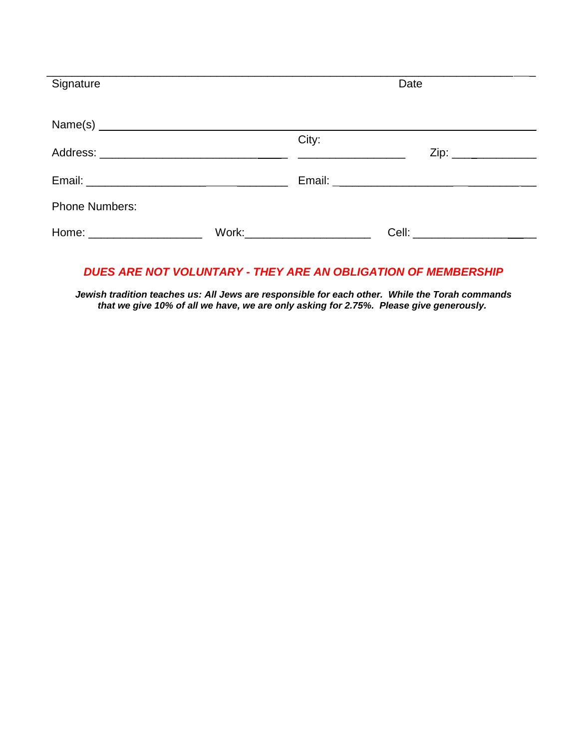_______________________________________________________________________________

Signature                                                                                    Date

Name(s) ________________________________________________________________

Address: ______________________________ City: ________________ Zip: ____________

Email: ________________________________ Email: ______________________________

Phone Numbers:

Home: _________________ Work:___________________ Cell: ____________________

***DUES ARE NOT VOLUNTARY - THEY ARE AN OBLIGATION OF MEMBERSHIP***

***Jewish tradition teaches us: All Jews are responsible for each other. While the Torah commands that we give 10% of all we have, we are only asking for 2.75%. Please give generously.***